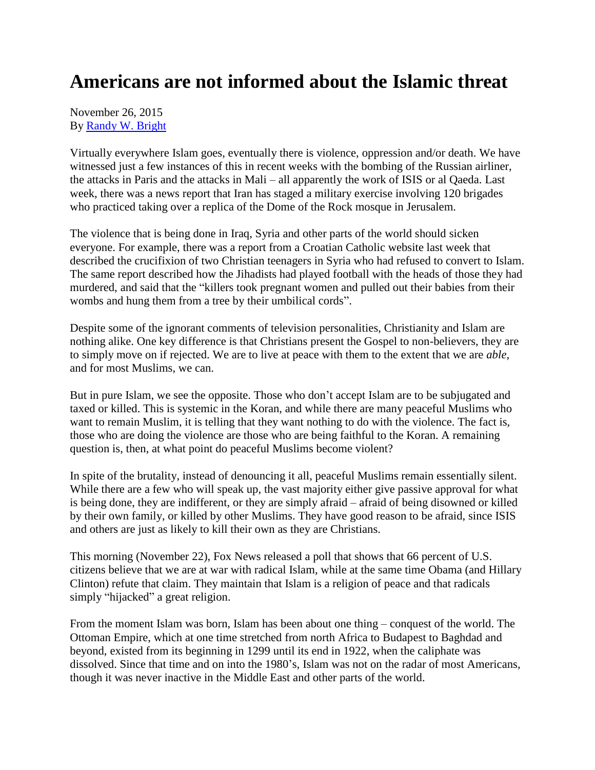# Americans are not informed about the Islamic threat

November 26, 2015
By [Randy W. Bright]

Virtually everywhere Islam goes, eventually there is violence, oppression and/or death. We have witnessed just a few instances of this in recent weeks with the bombing of the Russian airliner, the attacks in Paris and the attacks in Mali – all apparently the work of ISIS or al Qaeda. Last week, there was a news report that Iran has staged a military exercise involving 120 brigades who practiced taking over a replica of the Dome of the Rock mosque in Jerusalem.

The violence that is being done in Iraq, Syria and other parts of the world should sicken everyone. For example, there was a report from a Croatian Catholic website last week that described the crucifixion of two Christian teenagers in Syria who had refused to convert to Islam. The same report described how the Jihadists had played football with the heads of those they had murdered, and said that the "killers took pregnant women and pulled out their babies from their wombs and hung them from a tree by their umbilical cords".

Despite some of the ignorant comments of television personalities, Christianity and Islam are nothing alike. One key difference is that Christians present the Gospel to non-believers, they are to simply move on if rejected. We are to live at peace with them to the extent that we are *able*, and for most Muslims, we can.

But in pure Islam, we see the opposite. Those who don't accept Islam are to be subjugated and taxed or killed. This is systemic in the Koran, and while there are many peaceful Muslims who want to remain Muslim, it is telling that they want nothing to do with the violence. The fact is, those who are doing the violence are those who are being faithful to the Koran. A remaining question is, then, at what point do peaceful Muslims become violent?

In spite of the brutality, instead of denouncing it all, peaceful Muslims remain essentially silent. While there are a few who will speak up, the vast majority either give passive approval for what is being done, they are indifferent, or they are simply afraid – afraid of being disowned or killed by their own family, or killed by other Muslims. They have good reason to be afraid, since ISIS and others are just as likely to kill their own as they are Christians.

This morning (November 22), Fox News released a poll that shows that 66 percent of U.S. citizens believe that we are at war with radical Islam, while at the same time Obama (and Hillary Clinton) refute that claim. They maintain that Islam is a religion of peace and that radicals simply "hijacked" a great religion.

From the moment Islam was born, Islam has been about one thing – conquest of the world. The Ottoman Empire, which at one time stretched from north Africa to Budapest to Baghdad and beyond, existed from its beginning in 1299 until its end in 1922, when the caliphate was dissolved. Since that time and on into the 1980's, Islam was not on the radar of most Americans, though it was never inactive in the Middle East and other parts of the world.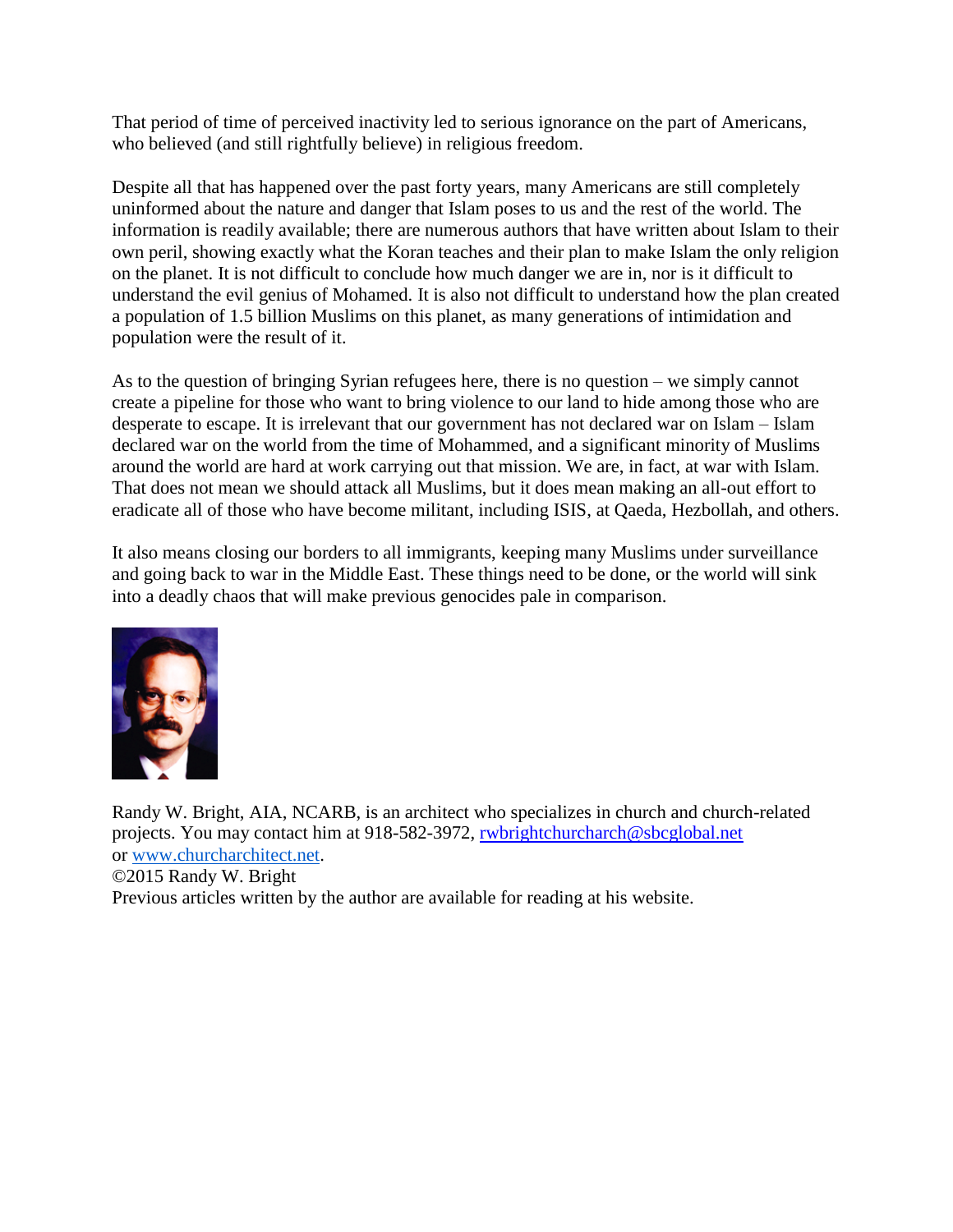That period of time of perceived inactivity led to serious ignorance on the part of Americans, who believed (and still rightfully believe) in religious freedom.

Despite all that has happened over the past forty years, many Americans are still completely uninformed about the nature and danger that Islam poses to us and the rest of the world. The information is readily available; there are numerous authors that have written about Islam to their own peril, showing exactly what the Koran teaches and their plan to make Islam the only religion on the planet. It is not difficult to conclude how much danger we are in, nor is it difficult to understand the evil genius of Mohamed. It is also not difficult to understand how the plan created a population of 1.5 billion Muslims on this planet, as many generations of intimidation and population were the result of it.

As to the question of bringing Syrian refugees here, there is no question – we simply cannot create a pipeline for those who want to bring violence to our land to hide among those who are desperate to escape. It is irrelevant that our government has not declared war on Islam – Islam declared war on the world from the time of Mohammed, and a significant minority of Muslims around the world are hard at work carrying out that mission. We are, in fact, at war with Islam. That does not mean we should attack all Muslims, but it does mean making an all-out effort to eradicate all of those who have become militant, including ISIS, at Qaeda, Hezbollah, and others.

It also means closing our borders to all immigrants, keeping many Muslims under surveillance and going back to war in the Middle East. These things need to be done, or the world will sink into a deadly chaos that will make previous genocides pale in comparison.

Randy W. Bright, AIA, NCARB, is an architect who specializes in church and church-related projects. You may contact him at 918-582-3972, rwbrightchurcharch@sbcglobal.net or www.churcharchitect.net.
©2015 Randy W. Bright
Previous articles written by the author are available for reading at his website.